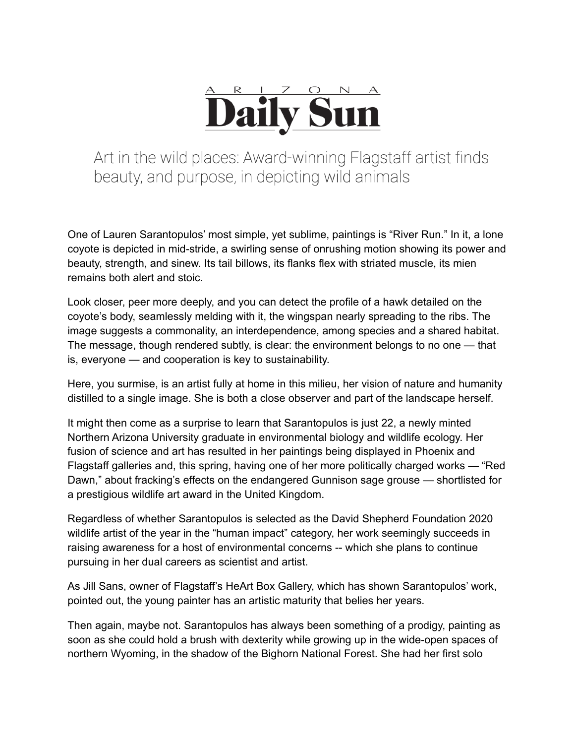# Arizona Daily Sun

## Art in the wild places: Award-winning Flagstaff artist finds beauty, and purpose, in depicting wild animals

One of Lauren Sarantopulos' most simple, yet sublime, paintings is "River Run." In it, a lone coyote is depicted in mid-stride, a swirling sense of onrushing motion showing its power and beauty, strength, and sinew. Its tail billows, its flanks flex with striated muscle, its mien remains both alert and stoic.

Look closer, peer more deeply, and you can detect the profile of a hawk detailed on the coyote's body, seamlessly melding with it, the wingspan nearly spreading to the ribs. The image suggests a commonality, an interdependence, among species and a shared habitat. The message, though rendered subtly, is clear: the environment belongs to no one — that is, everyone — and cooperation is key to sustainability.

Here, you surmise, is an artist fully at home in this milieu, her vision of nature and humanity distilled to a single image. She is both a close observer and part of the landscape herself.

It might then come as a surprise to learn that Sarantopulos is just 22, a newly minted Northern Arizona University graduate in environmental biology and wildlife ecology. Her fusion of science and art has resulted in her paintings being displayed in Phoenix and Flagstaff galleries and, this spring, having one of her more politically charged works — "Red Dawn," about fracking's effects on the endangered Gunnison sage grouse — shortlisted for a prestigious wildlife art award in the United Kingdom.

Regardless of whether Sarantopulos is selected as the David Shepherd Foundation 2020 wildlife artist of the year in the "human impact" category, her work seemingly succeeds in raising awareness for a host of environmental concerns -- which she plans to continue pursuing in her dual careers as scientist and artist.

As Jill Sans, owner of Flagstaff's HeArt Box Gallery, which has shown Sarantopulos' work, pointed out, the young painter has an artistic maturity that belies her years.

Then again, maybe not. Sarantopulos has always been something of a prodigy, painting as soon as she could hold a brush with dexterity while growing up in the wide-open spaces of northern Wyoming, in the shadow of the Bighorn National Forest. She had her first solo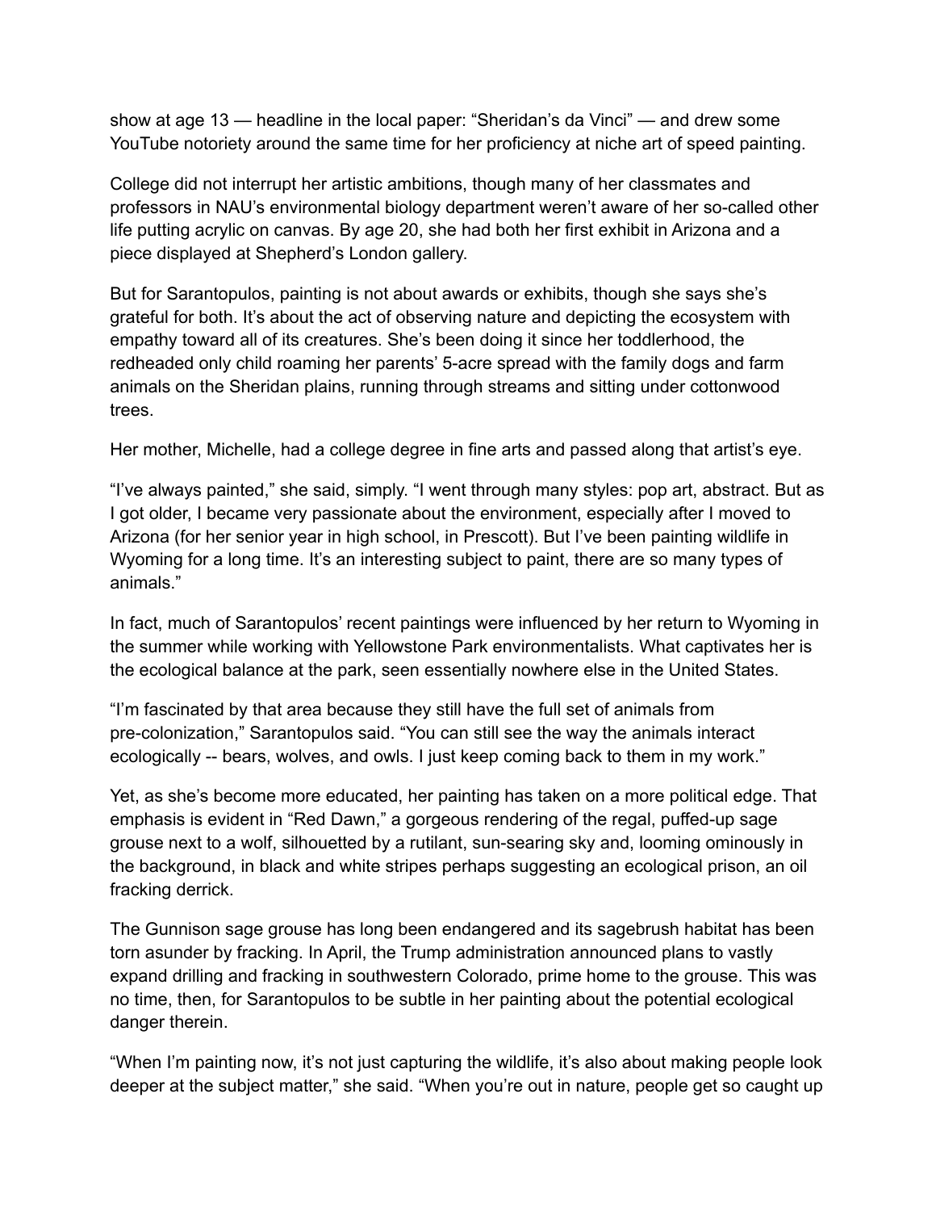show at age 13 — headline in the local paper: “Sheridan’s da Vinci” — and drew some YouTube notoriety around the same time for her proficiency at niche art of speed painting.

College did not interrupt her artistic ambitions, though many of her classmates and professors in NAU’s environmental biology department weren’t aware of her so-called other life putting acrylic on canvas. By age 20, she had both her first exhibit in Arizona and a piece displayed at Shepherd’s London gallery.

But for Sarantopulos, painting is not about awards or exhibits, though she says she’s grateful for both. It’s about the act of observing nature and depicting the ecosystem with empathy toward all of its creatures. She’s been doing it since her toddlerhood, the redheaded only child roaming her parents’ 5-acre spread with the family dogs and farm animals on the Sheridan plains, running through streams and sitting under cottonwood trees.

Her mother, Michelle, had a college degree in fine arts and passed along that artist’s eye.

“I’ve always painted,” she said, simply. “I went through many styles: pop art, abstract. But as I got older, I became very passionate about the environment, especially after I moved to Arizona (for her senior year in high school, in Prescott). But I’ve been painting wildlife in Wyoming for a long time. It’s an interesting subject to paint, there are so many types of animals.”

In fact, much of Sarantopulos’ recent paintings were influenced by her return to Wyoming in the summer while working with Yellowstone Park environmentalists. What captivates her is the ecological balance at the park, seen essentially nowhere else in the United States.

“I’m fascinated by that area because they still have the full set of animals from pre-colonization,” Sarantopulos said. “You can still see the way the animals interact ecologically -- bears, wolves, and owls. I just keep coming back to them in my work.”

Yet, as she’s become more educated, her painting has taken on a more political edge. That emphasis is evident in “Red Dawn,” a gorgeous rendering of the regal, puffed-up sage grouse next to a wolf, silhouetted by a rutilant, sun-searing sky and, looming ominously in the background, in black and white stripes perhaps suggesting an ecological prison, an oil fracking derrick.

The Gunnison sage grouse has long been endangered and its sagebrush habitat has been torn asunder by fracking. In April, the Trump administration announced plans to vastly expand drilling and fracking in southwestern Colorado, prime home to the grouse. This was no time, then, for Sarantopulos to be subtle in her painting about the potential ecological danger therein.

“When I’m painting now, it’s not just capturing the wildlife, it’s also about making people look deeper at the subject matter,” she said. “When you’re out in nature, people get so caught up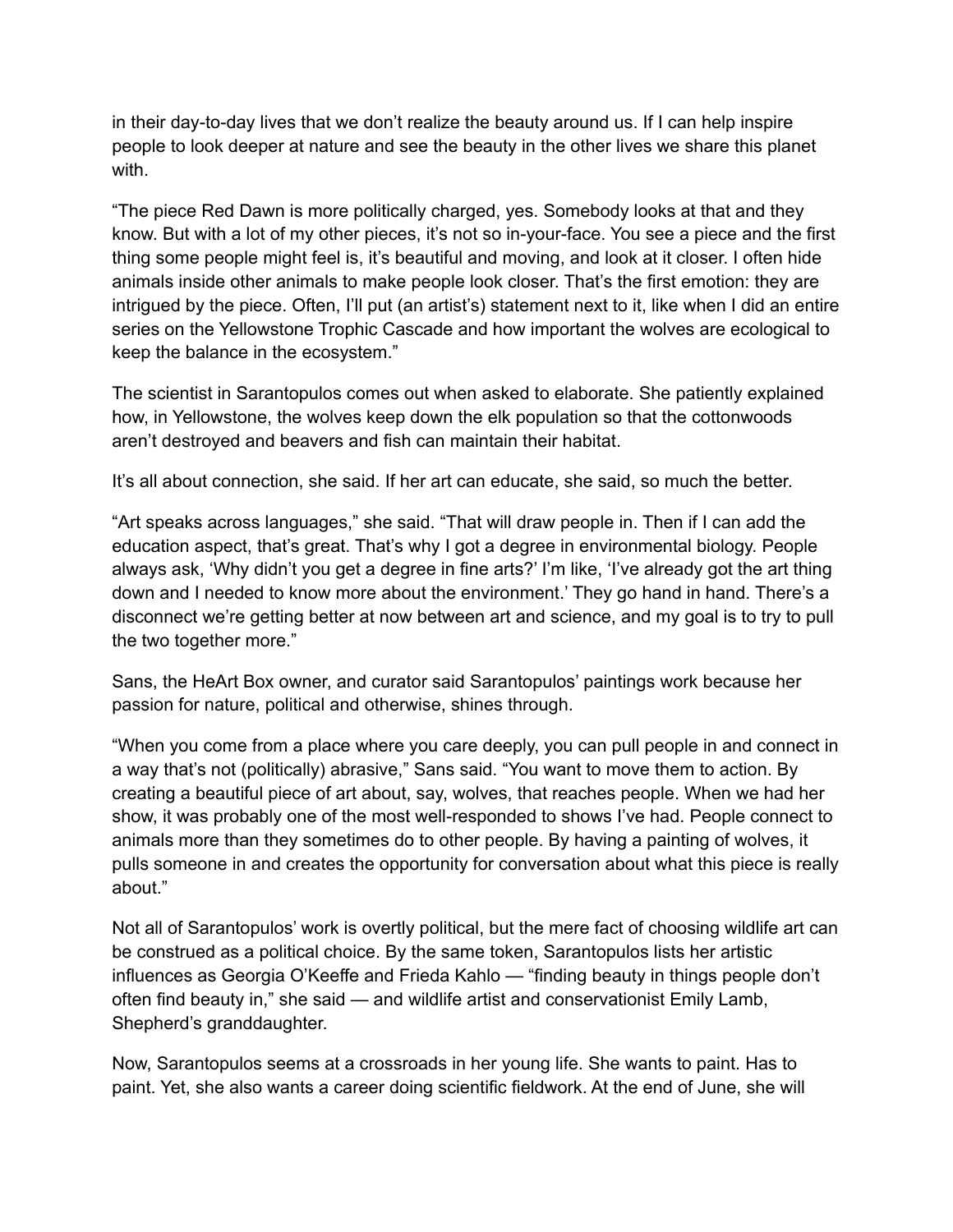in their day-to-day lives that we don't realize the beauty around us. If I can help inspire people to look deeper at nature and see the beauty in the other lives we share this planet with.

"The piece Red Dawn is more politically charged, yes. Somebody looks at that and they know. But with a lot of my other pieces, it's not so in-your-face. You see a piece and the first thing some people might feel is, it's beautiful and moving, and look at it closer. I often hide animals inside other animals to make people look closer. That's the first emotion: they are intrigued by the piece. Often, I'll put (an artist's) statement next to it, like when I did an entire series on the Yellowstone Trophic Cascade and how important the wolves are ecological to keep the balance in the ecosystem."

The scientist in Sarantopulos comes out when asked to elaborate. She patiently explained how, in Yellowstone, the wolves keep down the elk population so that the cottonwoods aren't destroyed and beavers and fish can maintain their habitat.

It's all about connection, she said. If her art can educate, she said, so much the better.

"Art speaks across languages," she said. "That will draw people in. Then if I can add the education aspect, that's great. That's why I got a degree in environmental biology. People always ask, 'Why didn't you get a degree in fine arts?' I'm like, 'I've already got the art thing down and I needed to know more about the environment.' They go hand in hand. There's a disconnect we're getting better at now between art and science, and my goal is to try to pull the two together more."

Sans, the HeArt Box owner, and curator said Sarantopulos' paintings work because her passion for nature, political and otherwise, shines through.

"When you come from a place where you care deeply, you can pull people in and connect in a way that's not (politically) abrasive," Sans said. "You want to move them to action. By creating a beautiful piece of art about, say, wolves, that reaches people. When we had her show, it was probably one of the most well-responded to shows I've had. People connect to animals more than they sometimes do to other people. By having a painting of wolves, it pulls someone in and creates the opportunity for conversation about what this piece is really about."

Not all of Sarantopulos' work is overtly political, but the mere fact of choosing wildlife art can be construed as a political choice. By the same token, Sarantopulos lists her artistic influences as Georgia O'Keeffe and Frieda Kahlo — "finding beauty in things people don't often find beauty in," she said — and wildlife artist and conservationist Emily Lamb, Shepherd's granddaughter.

Now, Sarantopulos seems at a crossroads in her young life. She wants to paint. Has to paint. Yet, she also wants a career doing scientific fieldwork. At the end of June, she will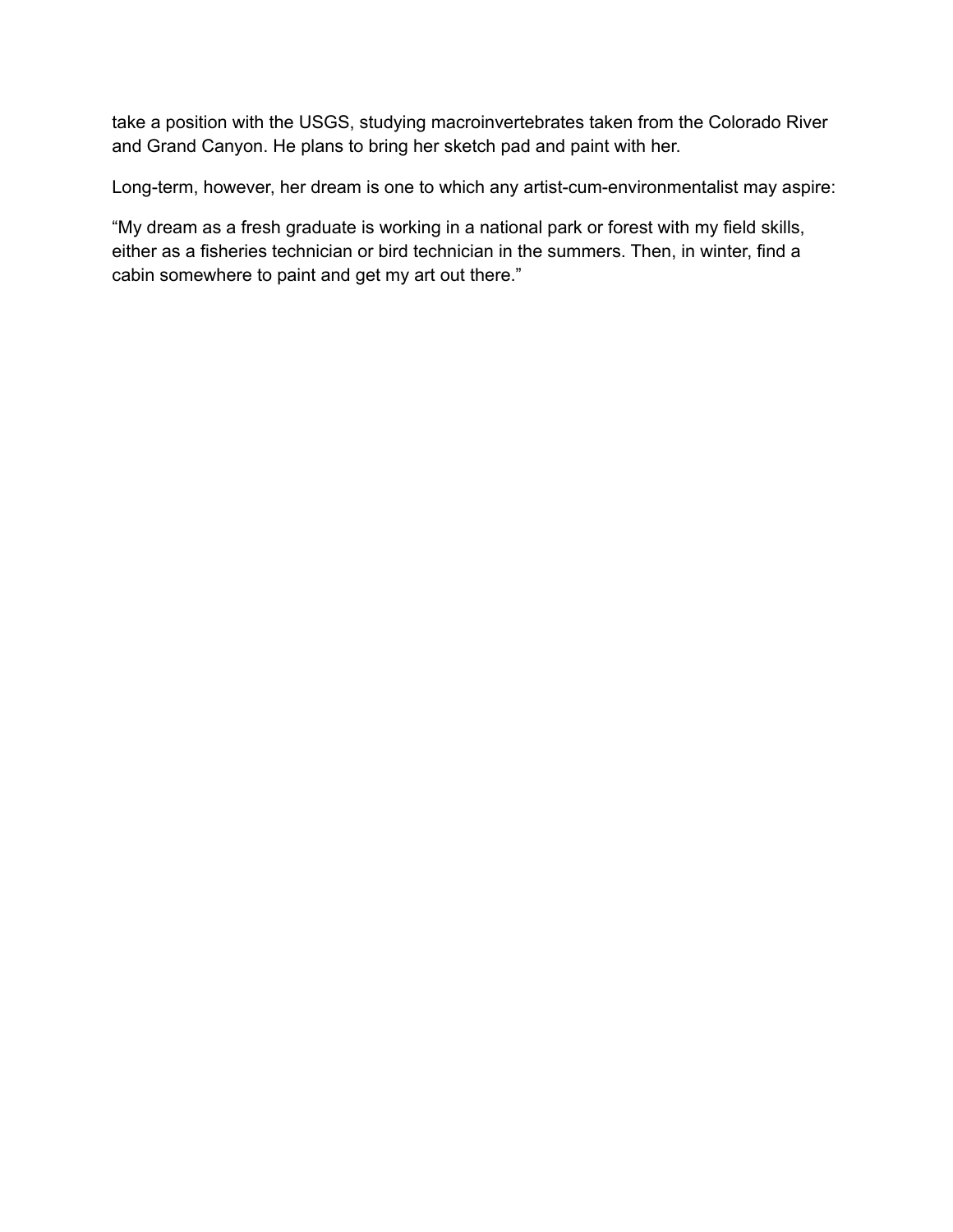take a position with the USGS, studying macroinvertebrates taken from the Colorado River and Grand Canyon. He plans to bring her sketch pad and paint with her.

Long-term, however, her dream is one to which any artist-cum-environmentalist may aspire:

“My dream as a fresh graduate is working in a national park or forest with my field skills, either as a fisheries technician or bird technician in the summers. Then, in winter, find a cabin somewhere to paint and get my art out there.”